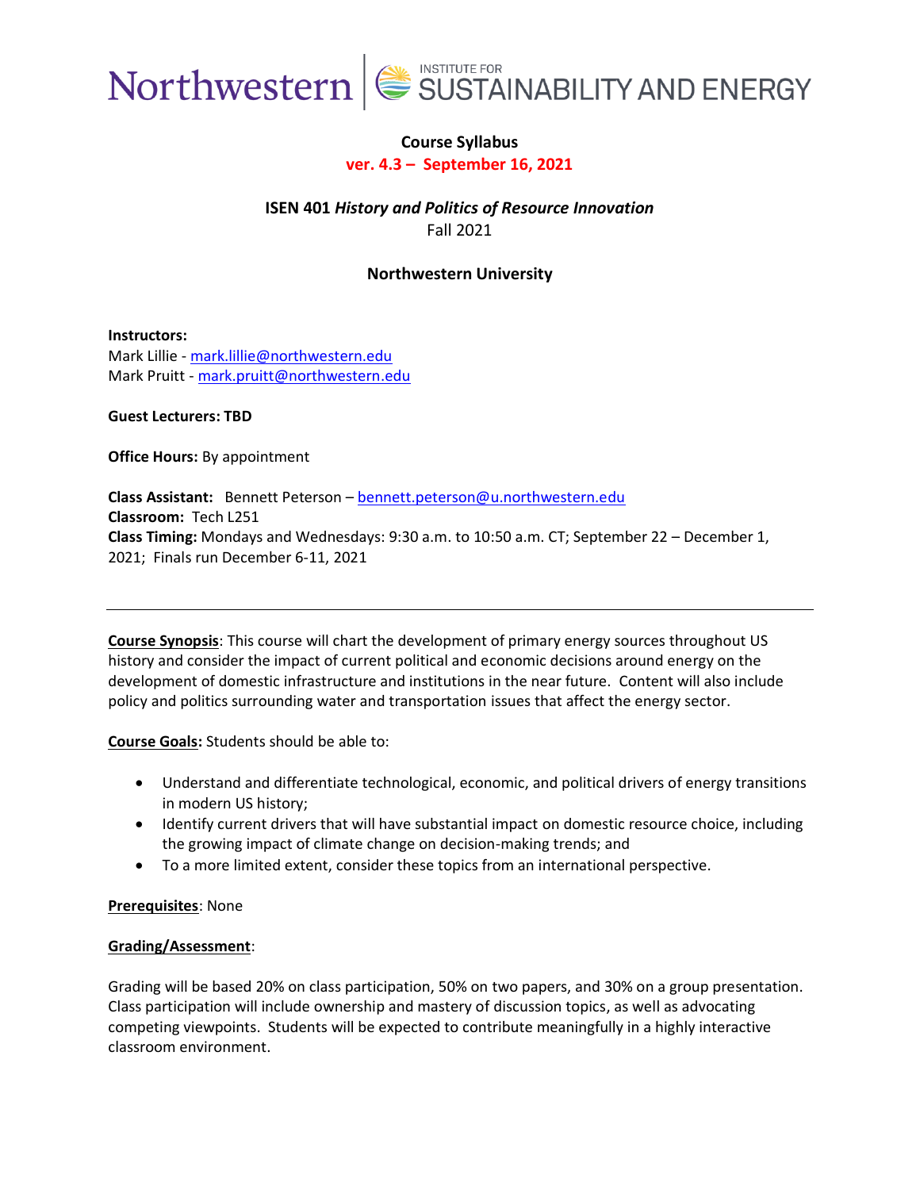Northwestern | INSTITUTE FOR SUSTAINABILITY AND ENERGY

**Course Syllabus**
**ver. 4.3 – September 16, 2021**

**ISEN 401** ***History and Politics of Resource Innovation***
Fall 2021

**Northwestern University**

**Instructors:**
Mark Lillie - mark.lillie@northwestern.edu
Mark Pruitt - mark.pruitt@northwestern.edu

**Guest Lecturers: TBD**

**Office Hours:** By appointment

**Class Assistant:** Bennett Peterson – bennett.peterson@u.northwestern.edu
**Classroom:** Tech L251
**Class Timing:** Mondays and Wednesdays: 9:30 a.m. to 10:50 a.m. CT; September 22 – December 1, 2021; Finals run December 6-11, 2021

---

**Course Synopsis**: This course will chart the development of primary energy sources throughout US history and consider the impact of current political and economic decisions around energy on the development of domestic infrastructure and institutions in the near future. Content will also include policy and politics surrounding water and transportation issues that affect the energy sector.

**Course Goals:** Students should be able to:

- Understand and differentiate technological, economic, and political drivers of energy transitions in modern US history;
- Identify current drivers that will have substantial impact on domestic resource choice, including the growing impact of climate change on decision-making trends; and
- To a more limited extent, consider these topics from an international perspective.

**Prerequisites**: None

**Grading/Assessment**:

Grading will be based 20% on class participation, 50% on two papers, and 30% on a group presentation. Class participation will include ownership and mastery of discussion topics, as well as advocating competing viewpoints. Students will be expected to contribute meaningfully in a highly interactive classroom environment.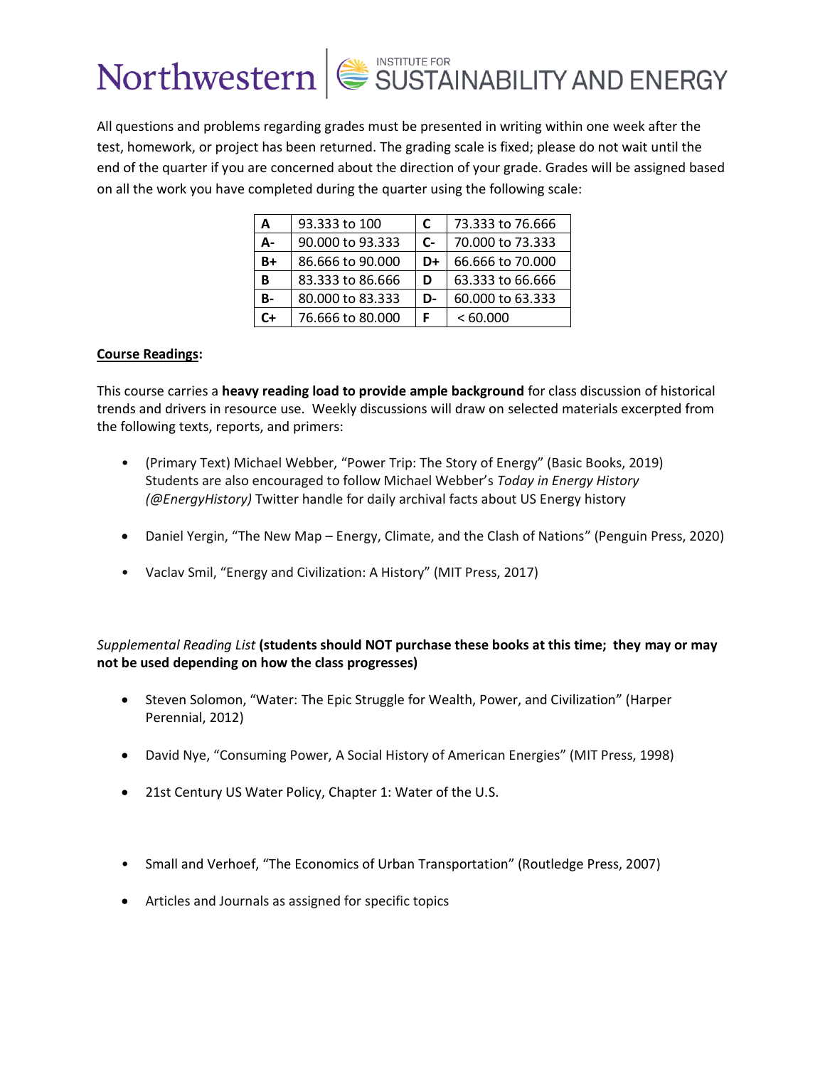All questions and problems regarding grades must be presented in writing within one week after the test, homework, or project has been returned. The grading scale is fixed; please do not wait until the end of the quarter if you are concerned about the direction of your grade. Grades will be assigned based on all the work you have completed during the quarter using the following scale:

| **A** | 93.333 to 100 | **C** | 73.333 to 76.666 |
|---|---|---|---|
| **A-** | 90.000 to 93.333 | **C-** | 70.000 to 73.333 |
| **B+** | 86.666 to 90.000 | **D+** | 66.666 to 70.000 |
| **B** | 83.333 to 86.666 | **D** | 63.333 to 66.666 |
| **B-** | 80.000 to 83.333 | **D-** | 60.000 to 63.333 |
| **C+** | 76.666 to 80.000 | **F** | < 60.000 |

**Course Readings:**

This course carries a **heavy reading load to provide ample background** for class discussion of historical trends and drivers in resource use. Weekly discussions will draw on selected materials excerpted from the following texts, reports, and primers:

- (Primary Text) Michael Webber, "Power Trip: The Story of Energy" (Basic Books, 2019)
  Students are also encouraged to follow Michael Webber's *Today in Energy History (@EnergyHistory)* Twitter handle for daily archival facts about US Energy history

- Daniel Yergin, "The New Map – Energy, Climate, and the Clash of Nations" (Penguin Press, 2020)

- Vaclav Smil, "Energy and Civilization: A History" (MIT Press, 2017)

*Supplemental Reading List* **(students should NOT purchase these books at this time; they may or may not be used depending on how the class progresses)**

- Steven Solomon, "Water: The Epic Struggle for Wealth, Power, and Civilization" (Harper Perennial, 2012)

- David Nye, "Consuming Power, A Social History of American Energies" (MIT Press, 1998)

- 21st Century US Water Policy, Chapter 1: Water of the U.S.

- Small and Verhoef, "The Economics of Urban Transportation" (Routledge Press, 2007)

- Articles and Journals as assigned for specific topics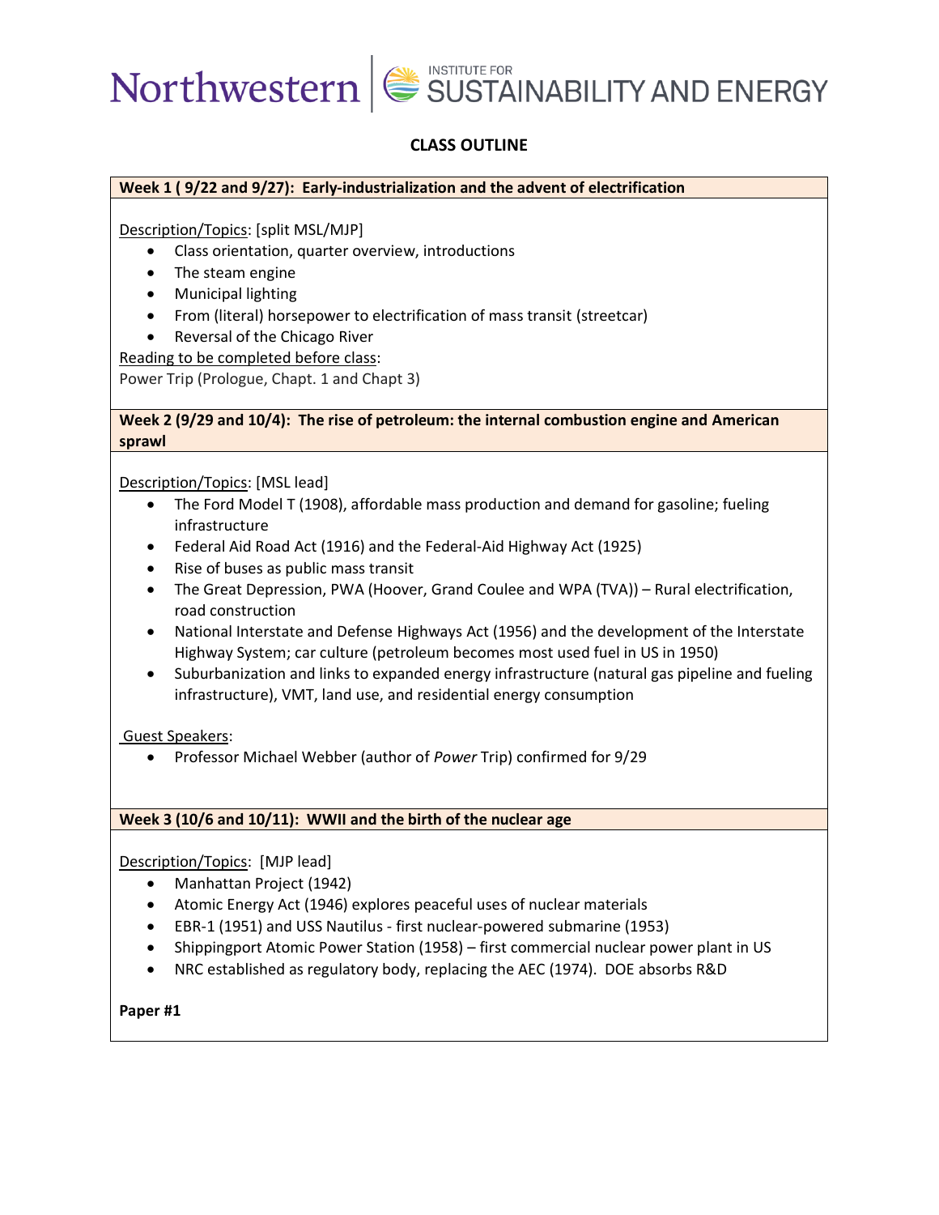# CLASS OUTLINE

**Week 1 ( 9/22 and 9/27): Early-industrialization and the advent of electrification**

Description/Topics: [split MSL/MJP]

- Class orientation, quarter overview, introductions
- The steam engine
- Municipal lighting
- From (literal) horsepower to electrification of mass transit (streetcar)
- Reversal of the Chicago River

Reading to be completed before class:
Power Trip (Prologue, Chapt. 1 and Chapt 3)

**Week 2 (9/29 and 10/4): The rise of petroleum: the internal combustion engine and American sprawl**

Description/Topics: [MSL lead]

- The Ford Model T (1908), affordable mass production and demand for gasoline; fueling infrastructure
- Federal Aid Road Act (1916) and the Federal-Aid Highway Act (1925)
- Rise of buses as public mass transit
- The Great Depression, PWA (Hoover, Grand Coulee and WPA (TVA)) – Rural electrification, road construction
- National Interstate and Defense Highways Act (1956) and the development of the Interstate Highway System; car culture (petroleum becomes most used fuel in US in 1950)
- Suburbanization and links to expanded energy infrastructure (natural gas pipeline and fueling infrastructure), VMT, land use, and residential energy consumption

Guest Speakers:

- Professor Michael Webber (author of *Power* Trip) confirmed for 9/29

**Week 3 (10/6 and 10/11): WWII and the birth of the nuclear age**

Description/Topics: [MJP lead]

- Manhattan Project (1942)
- Atomic Energy Act (1946) explores peaceful uses of nuclear materials
- EBR-1 (1951) and USS Nautilus - first nuclear-powered submarine (1953)
- Shippingport Atomic Power Station (1958) – first commercial nuclear power plant in US
- NRC established as regulatory body, replacing the AEC (1974). DOE absorbs R&D

**Paper #1**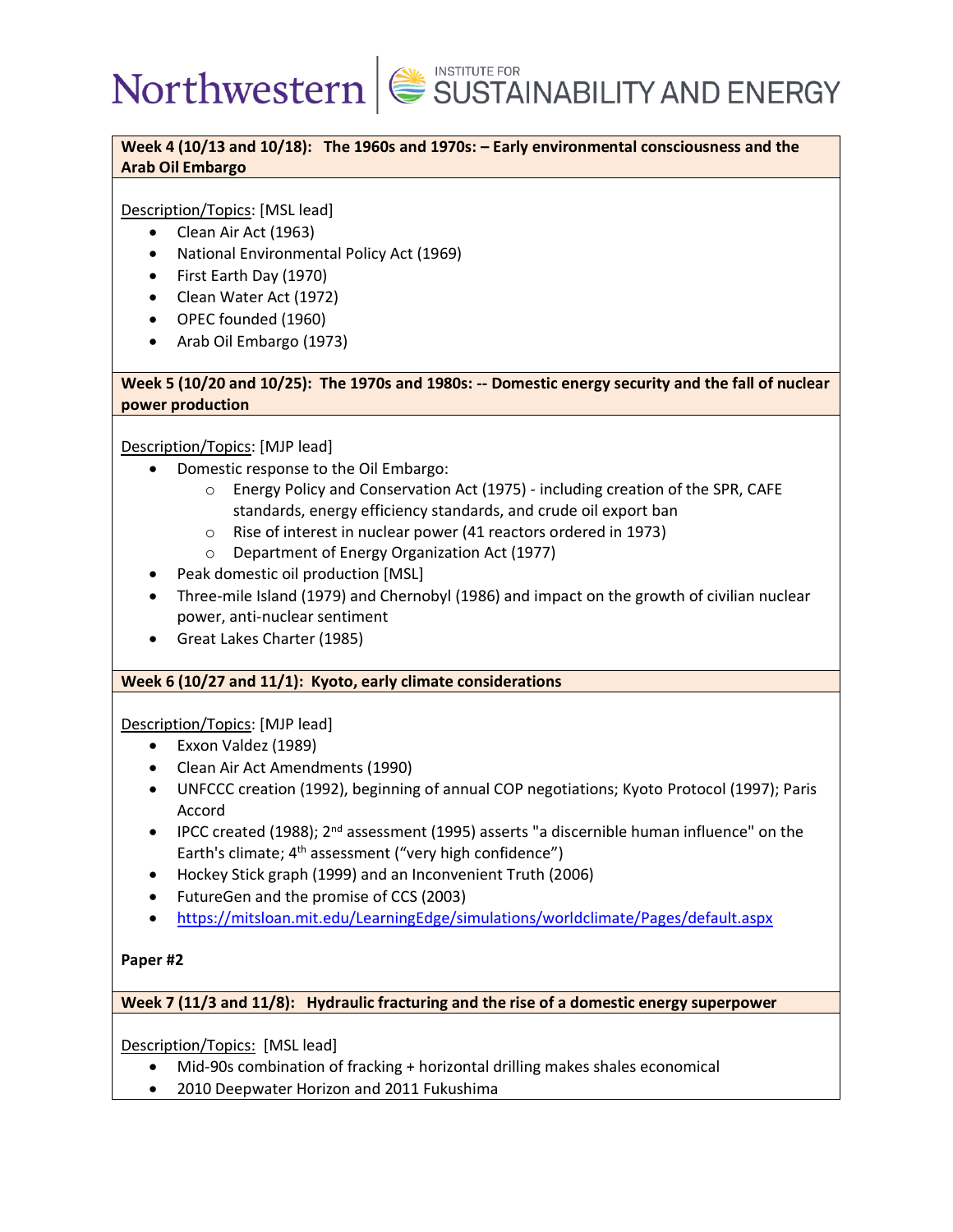### Week 4 (10/13 and 10/18): The 1960s and 1970s: – Early environmental consciousness and the Arab Oil Embargo

Description/Topics: [MSL lead]

- Clean Air Act (1963)
- National Environmental Policy Act (1969)
- First Earth Day (1970)
- Clean Water Act (1972)
- OPEC founded (1960)
- Arab Oil Embargo (1973)

### Week 5 (10/20 and 10/25): The 1970s and 1980s: -- Domestic energy security and the fall of nuclear power production

Description/Topics: [MJP lead]

- Domestic response to the Oil Embargo:
    - Energy Policy and Conservation Act (1975) - including creation of the SPR, CAFE standards, energy efficiency standards, and crude oil export ban
    - Rise of interest in nuclear power (41 reactors ordered in 1973)
    - Department of Energy Organization Act (1977)
- Peak domestic oil production [MSL]
- Three-mile Island (1979) and Chernobyl (1986) and impact on the growth of civilian nuclear power, anti-nuclear sentiment
- Great Lakes Charter (1985)

### Week 6 (10/27 and 11/1): Kyoto, early climate considerations

Description/Topics: [MJP lead]

- Exxon Valdez (1989)
- Clean Air Act Amendments (1990)
- UNFCCC creation (1992), beginning of annual COP negotiations; Kyoto Protocol (1997); Paris Accord
- IPCC created (1988); 2nd assessment (1995) asserts "a discernible human influence" on the Earth's climate; 4th assessment ("very high confidence")
- Hockey Stick graph (1999) and an Inconvenient Truth (2006)
- FutureGen and the promise of CCS (2003)
- https://mitsloan.mit.edu/LearningEdge/simulations/worldclimate/Pages/default.aspx

**Paper #2**

### Week 7 (11/3 and 11/8): Hydraulic fracturing and the rise of a domestic energy superpower

Description/Topics: [MSL lead]

- Mid-90s combination of fracking + horizontal drilling makes shales economical
- 2010 Deepwater Horizon and 2011 Fukushima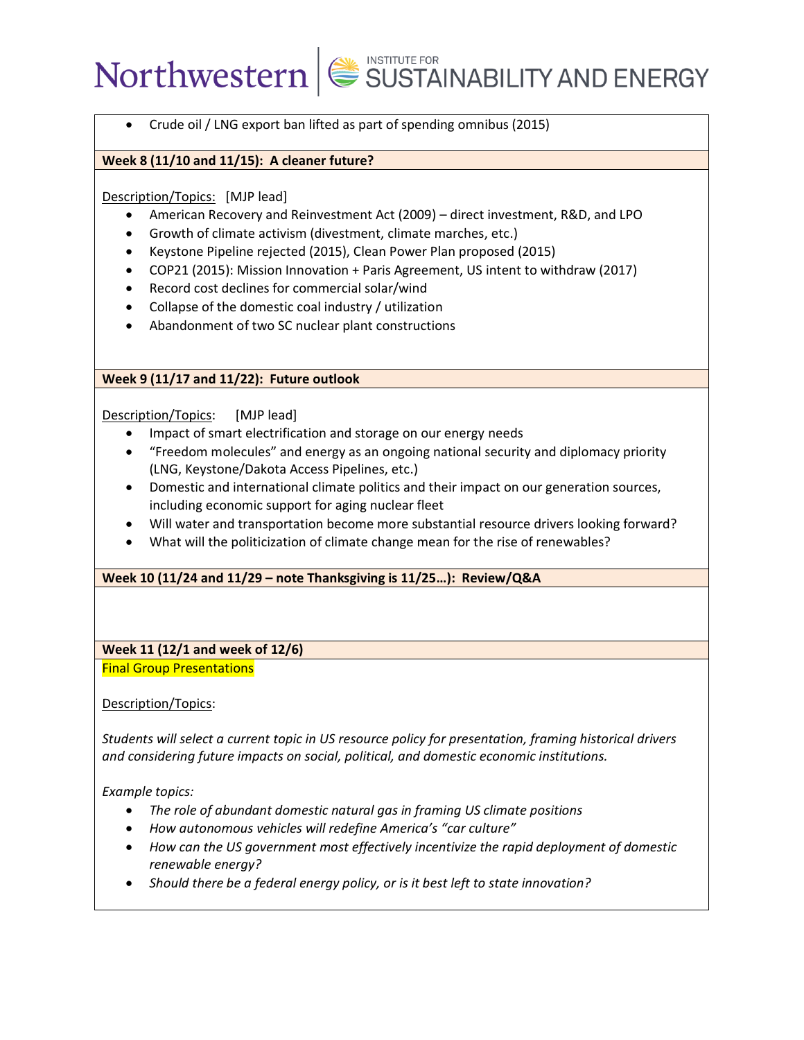- Crude oil / LNG export ban lifted as part of spending omnibus (2015)

**Week 8 (11/10 and 11/15): A cleaner future?**

Description/Topics: [MJP lead]

- American Recovery and Reinvestment Act (2009) – direct investment, R&D, and LPO
- Growth of climate activism (divestment, climate marches, etc.)
- Keystone Pipeline rejected (2015), Clean Power Plan proposed (2015)
- COP21 (2015): Mission Innovation + Paris Agreement, US intent to withdraw (2017)
- Record cost declines for commercial solar/wind
- Collapse of the domestic coal industry / utilization
- Abandonment of two SC nuclear plant constructions

**Week 9 (11/17 and 11/22): Future outlook**

Description/Topics: [MJP lead]

- Impact of smart electrification and storage on our energy needs
- "Freedom molecules" and energy as an ongoing national security and diplomacy priority (LNG, Keystone/Dakota Access Pipelines, etc.)
- Domestic and international climate politics and their impact on our generation sources, including economic support for aging nuclear fleet
- Will water and transportation become more substantial resource drivers looking forward?
- What will the politicization of climate change mean for the rise of renewables?

**Week 10 (11/24 and 11/29 – note Thanksgiving is 11/25…): Review/Q&A**

**Week 11 (12/1 and week of 12/6)**

Final Group Presentations

Description/Topics:

*Students will select a current topic in US resource policy for presentation, framing historical drivers and considering future impacts on social, political, and domestic economic institutions.*

*Example topics:*

- *The role of abundant domestic natural gas in framing US climate positions*
- *How autonomous vehicles will redefine America's "car culture"*
- *How can the US government most effectively incentivize the rapid deployment of domestic renewable energy?*
- *Should there be a federal energy policy, or is it best left to state innovation?*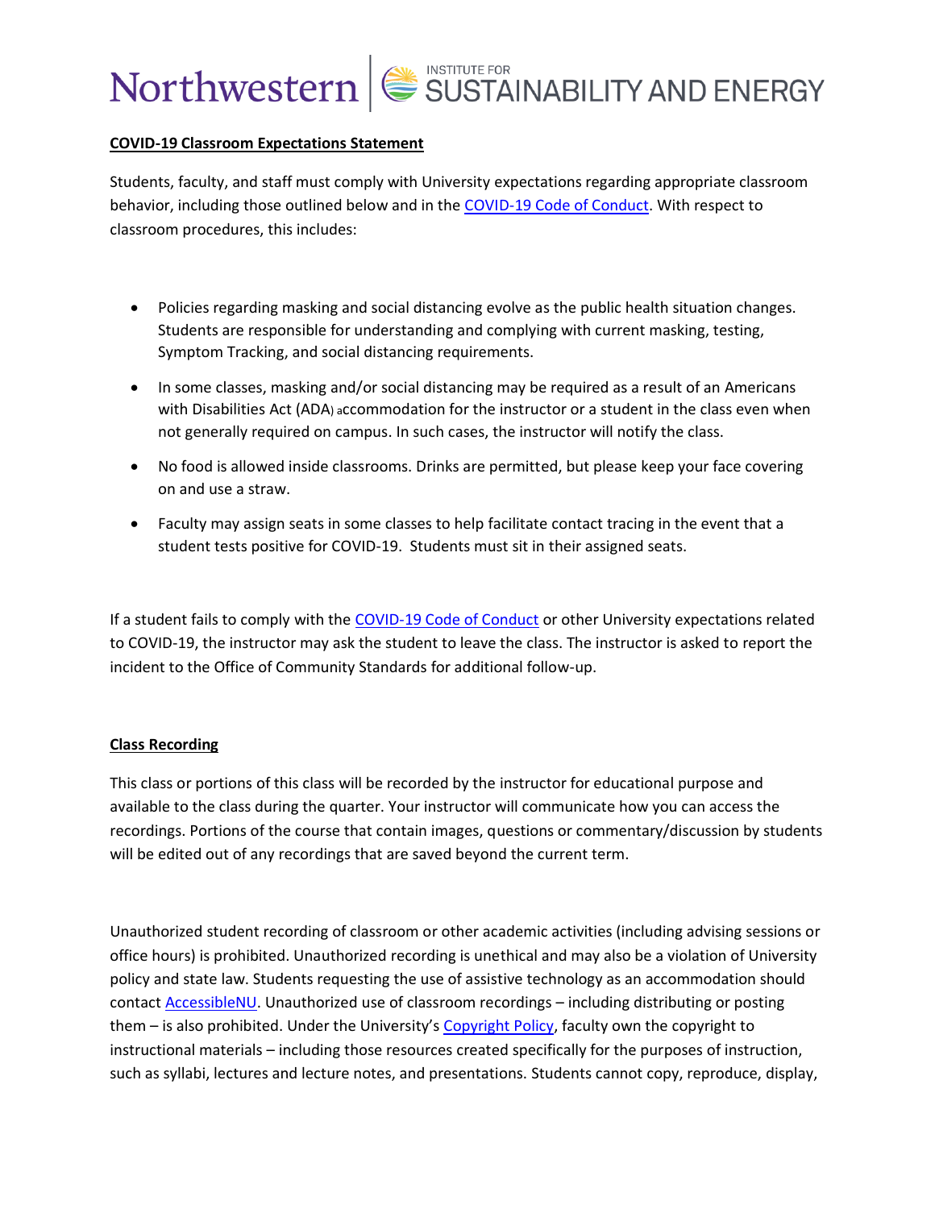**COVID-19 Classroom Expectations Statement**

Students, faculty, and staff must comply with University expectations regarding appropriate classroom behavior, including those outlined below and in the [COVID-19 Code of Conduct](). With respect to classroom procedures, this includes:

- Policies regarding masking and social distancing evolve as the public health situation changes. Students are responsible for understanding and complying with current masking, testing, Symptom Tracking, and social distancing requirements.
- In some classes, masking and/or social distancing may be required as a result of an Americans with Disabilities Act (ADA) accommodation for the instructor or a student in the class even when not generally required on campus. In such cases, the instructor will notify the class.
- No food is allowed inside classrooms. Drinks are permitted, but please keep your face covering on and use a straw.
- Faculty may assign seats in some classes to help facilitate contact tracing in the event that a student tests positive for COVID-19. Students must sit in their assigned seats.

If a student fails to comply with the [COVID-19 Code of Conduct]() or other University expectations related to COVID-19, the instructor may ask the student to leave the class. The instructor is asked to report the incident to the Office of Community Standards for additional follow-up.

**Class Recording**

This class or portions of this class will be recorded by the instructor for educational purpose and available to the class during the quarter. Your instructor will communicate how you can access the recordings. Portions of the course that contain images, questions or commentary/discussion by students will be edited out of any recordings that are saved beyond the current term.

Unauthorized student recording of classroom or other academic activities (including advising sessions or office hours) is prohibited. Unauthorized recording is unethical and may also be a violation of University policy and state law. Students requesting the use of assistive technology as an accommodation should contact [AccessibleNU](). Unauthorized use of classroom recordings – including distributing or posting them – is also prohibited. Under the University's [Copyright Policy](), faculty own the copyright to instructional materials – including those resources created specifically for the purposes of instruction, such as syllabi, lectures and lecture notes, and presentations. Students cannot copy, reproduce, display,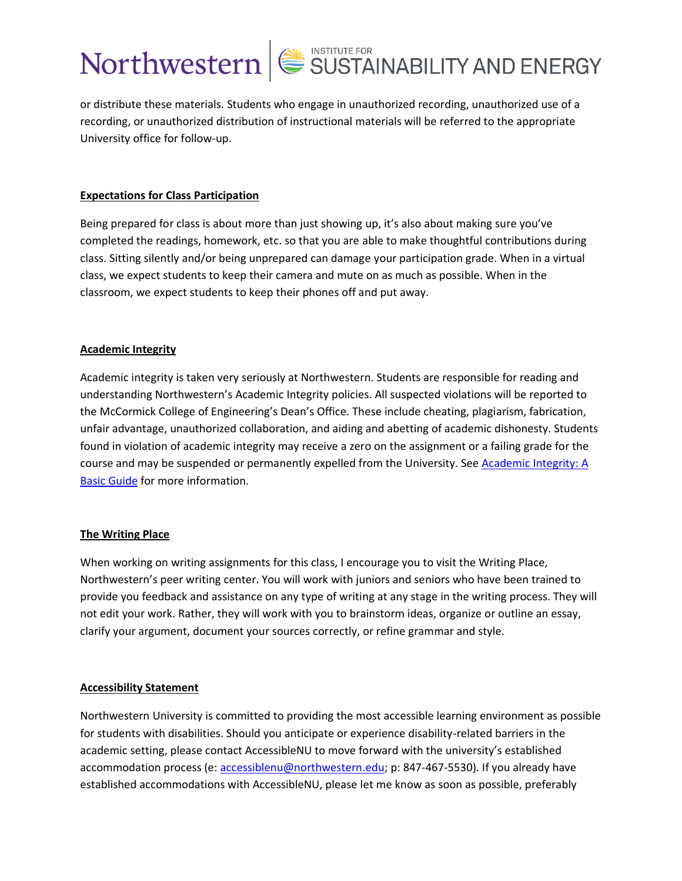or distribute these materials. Students who engage in unauthorized recording, unauthorized use of a recording, or unauthorized distribution of instructional materials will be referred to the appropriate University office for follow-up.

**Expectations for Class Participation**

Being prepared for class is about more than just showing up, it's also about making sure you've completed the readings, homework, etc. so that you are able to make thoughtful contributions during class. Sitting silently and/or being unprepared can damage your participation grade. When in a virtual class, we expect students to keep their camera and mute on as much as possible. When in the classroom, we expect students to keep their phones off and put away.

**Academic Integrity**

Academic integrity is taken very seriously at Northwestern. Students are responsible for reading and understanding Northwestern's Academic Integrity policies. All suspected violations will be reported to the McCormick College of Engineering's Dean's Office. These include cheating, plagiarism, fabrication, unfair advantage, unauthorized collaboration, and aiding and abetting of academic dishonesty. Students found in violation of academic integrity may receive a zero on the assignment or a failing grade for the course and may be suspended or permanently expelled from the University. See Academic Integrity: A Basic Guide for more information.

**The Writing Place**

When working on writing assignments for this class, I encourage you to visit the Writing Place, Northwestern's peer writing center. You will work with juniors and seniors who have been trained to provide you feedback and assistance on any type of writing at any stage in the writing process. They will not edit your work. Rather, they will work with you to brainstorm ideas, organize or outline an essay, clarify your argument, document your sources correctly, or refine grammar and style.

**Accessibility Statement**

Northwestern University is committed to providing the most accessible learning environment as possible for students with disabilities. Should you anticipate or experience disability-related barriers in the academic setting, please contact AccessibleNU to move forward with the university's established accommodation process (e: accessiblenu@northwestern.edu; p: 847-467-5530). If you already have established accommodations with AccessibleNU, please let me know as soon as possible, preferably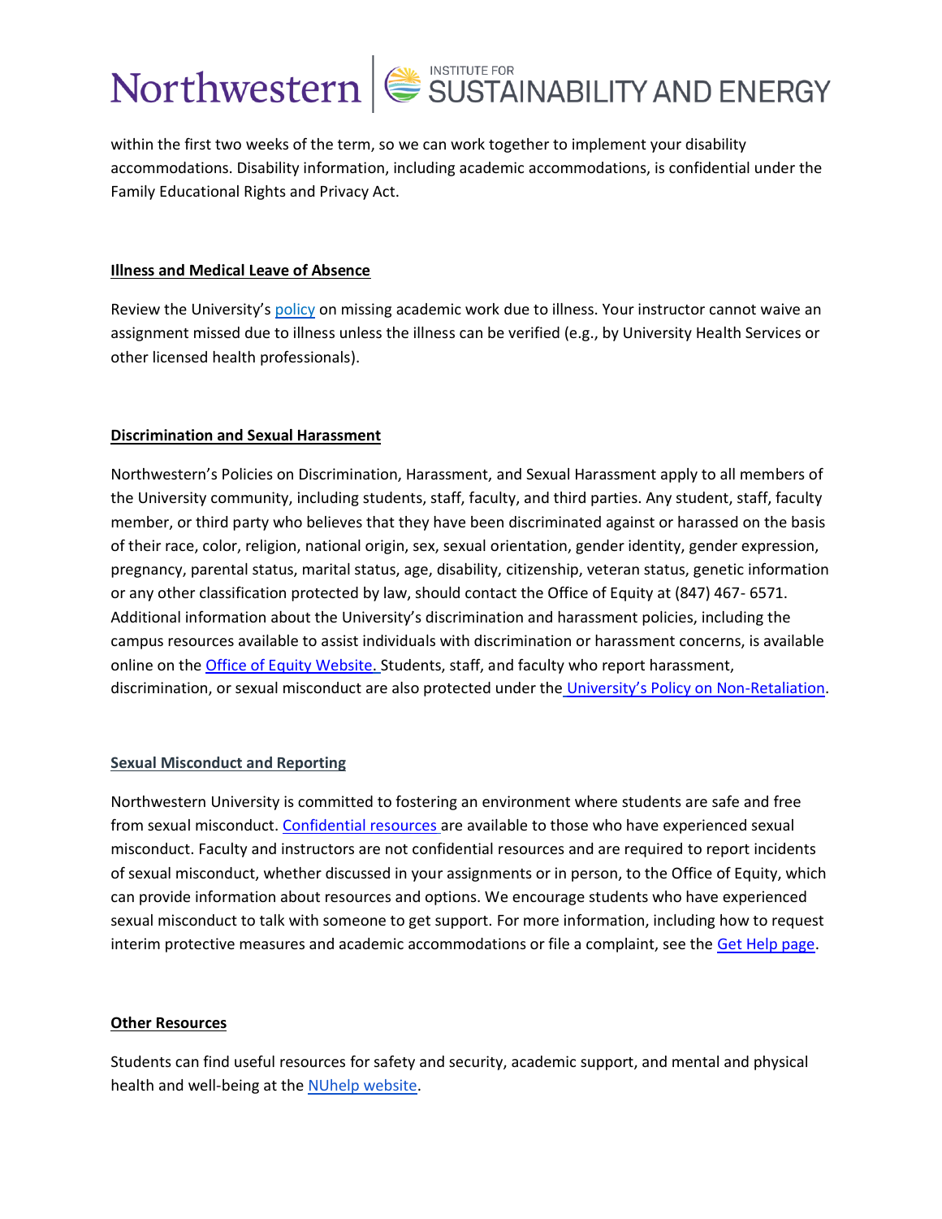within the first two weeks of the term, so we can work together to implement your disability accommodations. Disability information, including academic accommodations, is confidential under the Family Educational Rights and Privacy Act.

**Illness and Medical Leave of Absence**

Review the University's [policy](policy) on missing academic work due to illness. Your instructor cannot waive an assignment missed due to illness unless the illness can be verified (e.g., by University Health Services or other licensed health professionals).

**Discrimination and Sexual Harassment**

Northwestern's Policies on Discrimination, Harassment, and Sexual Harassment apply to all members of the University community, including students, staff, faculty, and third parties. Any student, staff, faculty member, or third party who believes that they have been discriminated against or harassed on the basis of their race, color, religion, national origin, sex, sexual orientation, gender identity, gender expression, pregnancy, parental status, marital status, age, disability, citizenship, veteran status, genetic information or any other classification protected by law, should contact the Office of Equity at (847) 467- 6571. Additional information about the University's discrimination and harassment policies, including the campus resources available to assist individuals with discrimination or harassment concerns, is available online on the Office of Equity Website. Students, staff, and faculty who report harassment, discrimination, or sexual misconduct are also protected under the University's Policy on Non-Retaliation.

**Sexual Misconduct and Reporting**

Northwestern University is committed to fostering an environment where students are safe and free from sexual misconduct. Confidential resources are available to those who have experienced sexual misconduct. Faculty and instructors are not confidential resources and are required to report incidents of sexual misconduct, whether discussed in your assignments or in person, to the Office of Equity, which can provide information about resources and options. We encourage students who have experienced sexual misconduct to talk with someone to get support. For more information, including how to request interim protective measures and academic accommodations or file a complaint, see the Get Help page.

**Other Resources**

Students can find useful resources for safety and security, academic support, and mental and physical health and well-being at the NUhelp website.